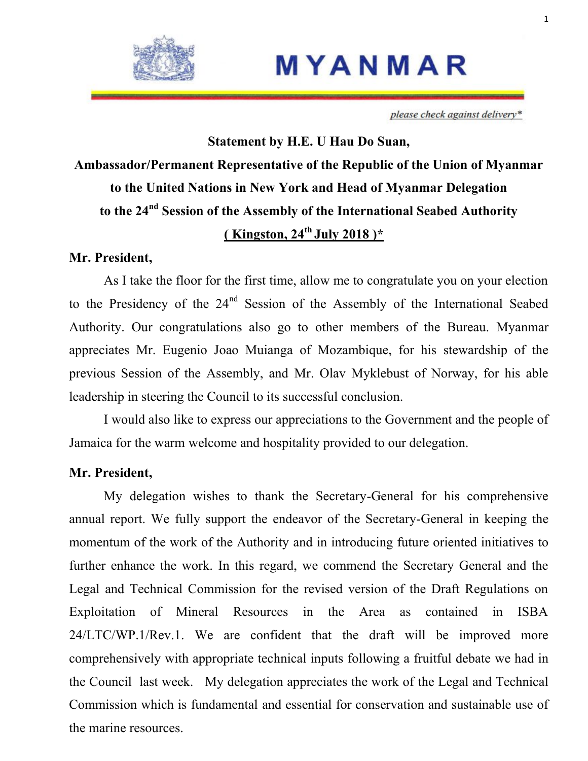# MYANMAR

*please check against delivery**

**Statement by H.E. U Hau Do Suan,**

**Ambassador/Permanent Representative of the Republic of the Union of Myanmar to the United Nations in New York and Head of Myanmar Delegation to the 24th Session of the Assembly of the International Seabed Authority**

**( Kingston, 24th July 2018 )***

**Mr. President,**

As I take the floor for the first time, allow me to congratulate you on your election to the Presidency of the 24th Session of the Assembly of the International Seabed Authority. Our congratulations also go to other members of the Bureau. Myanmar appreciates Mr. Eugenio Joao Muianga of Mozambique, for his stewardship of the previous Session of the Assembly, and Mr. Olav Myklebust of Norway, for his able leadership in steering the Council to its successful conclusion.

I would also like to express our appreciations to the Government and the people of Jamaica for the warm welcome and hospitality provided to our delegation.

**Mr. President,**

My delegation wishes to thank the Secretary-General for his comprehensive annual report. We fully support the endeavor of the Secretary-General in keeping the momentum of the work of the Authority and in introducing future oriented initiatives to further enhance the work. In this regard, we commend the Secretary General and the Legal and Technical Commission for the revised version of the Draft Regulations on Exploitation of Mineral Resources in the Area as contained in ISBA 24/LTC/WP.1/Rev.1. We are confident that the draft will be improved more comprehensively with appropriate technical inputs following a fruitful debate we had in the Council last week. My delegation appreciates the work of the Legal and Technical Commission which is fundamental and essential for conservation and sustainable use of the marine resources.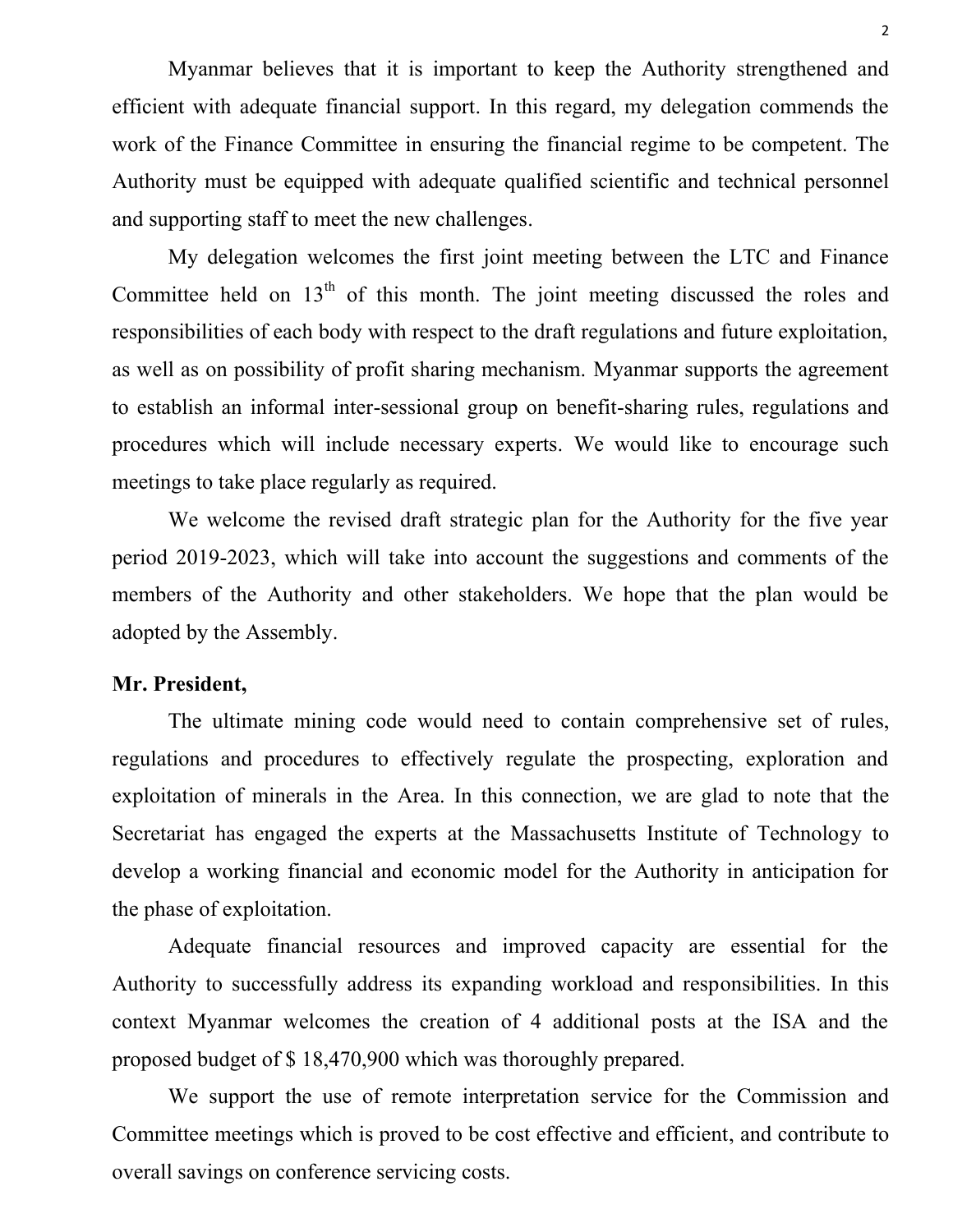Myanmar believes that it is important to keep the Authority strengthened and efficient with adequate financial support. In this regard, my delegation commends the work of the Finance Committee in ensuring the financial regime to be competent. The Authority must be equipped with adequate qualified scientific and technical personnel and supporting staff to meet the new challenges.

My delegation welcomes the first joint meeting between the LTC and Finance Committee held on 13th of this month. The joint meeting discussed the roles and responsibilities of each body with respect to the draft regulations and future exploitation, as well as on possibility of profit sharing mechanism. Myanmar supports the agreement to establish an informal inter-sessional group on benefit-sharing rules, regulations and procedures which will include necessary experts. We would like to encourage such meetings to take place regularly as required.

We welcome the revised draft strategic plan for the Authority for the five year period 2019-2023, which will take into account the suggestions and comments of the members of the Authority and other stakeholders. We hope that the plan would be adopted by the Assembly.

**Mr. President,**

The ultimate mining code would need to contain comprehensive set of rules, regulations and procedures to effectively regulate the prospecting, exploration and exploitation of minerals in the Area. In this connection, we are glad to note that the Secretariat has engaged the experts at the Massachusetts Institute of Technology to develop a working financial and economic model for the Authority in anticipation for the phase of exploitation.

Adequate financial resources and improved capacity are essential for the Authority to successfully address its expanding workload and responsibilities. In this context Myanmar welcomes the creation of 4 additional posts at the ISA and the proposed budget of $ 18,470,900 which was thoroughly prepared.

We support the use of remote interpretation service for the Commission and Committee meetings which is proved to be cost effective and efficient, and contribute to overall savings on conference servicing costs.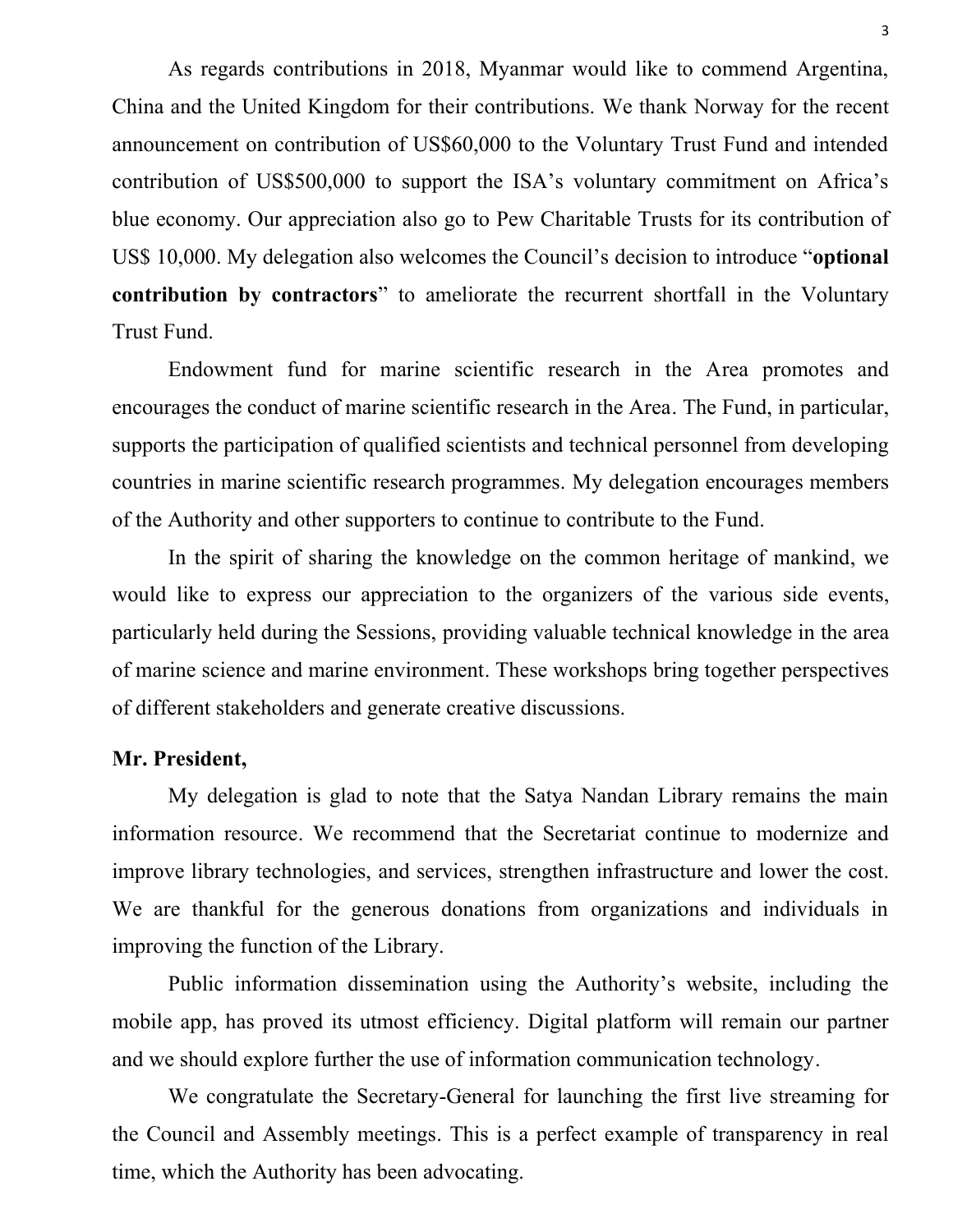As regards contributions in 2018, Myanmar would like to commend Argentina, China and the United Kingdom for their contributions. We thank Norway for the recent announcement on contribution of US$60,000 to the Voluntary Trust Fund and intended contribution of US$500,000 to support the ISA's voluntary commitment on Africa's blue economy. Our appreciation also go to Pew Charitable Trusts for its contribution of US$ 10,000. My delegation also welcomes the Council's decision to introduce "**optional contribution by contractors**" to ameliorate the recurrent shortfall in the Voluntary Trust Fund.

Endowment fund for marine scientific research in the Area promotes and encourages the conduct of marine scientific research in the Area. The Fund, in particular, supports the participation of qualified scientists and technical personnel from developing countries in marine scientific research programmes. My delegation encourages members of the Authority and other supporters to continue to contribute to the Fund.

In the spirit of sharing the knowledge on the common heritage of mankind, we would like to express our appreciation to the organizers of the various side events, particularly held during the Sessions, providing valuable technical knowledge in the area of marine science and marine environment. These workshops bring together perspectives of different stakeholders and generate creative discussions.

**Mr. President,**

My delegation is glad to note that the Satya Nandan Library remains the main information resource. We recommend that the Secretariat continue to modernize and improve library technologies, and services, strengthen infrastructure and lower the cost. We are thankful for the generous donations from organizations and individuals in improving the function of the Library.

Public information dissemination using the Authority's website, including the mobile app, has proved its utmost efficiency. Digital platform will remain our partner and we should explore further the use of information communication technology.

We congratulate the Secretary-General for launching the first live streaming for the Council and Assembly meetings. This is a perfect example of transparency in real time, which the Authority has been advocating.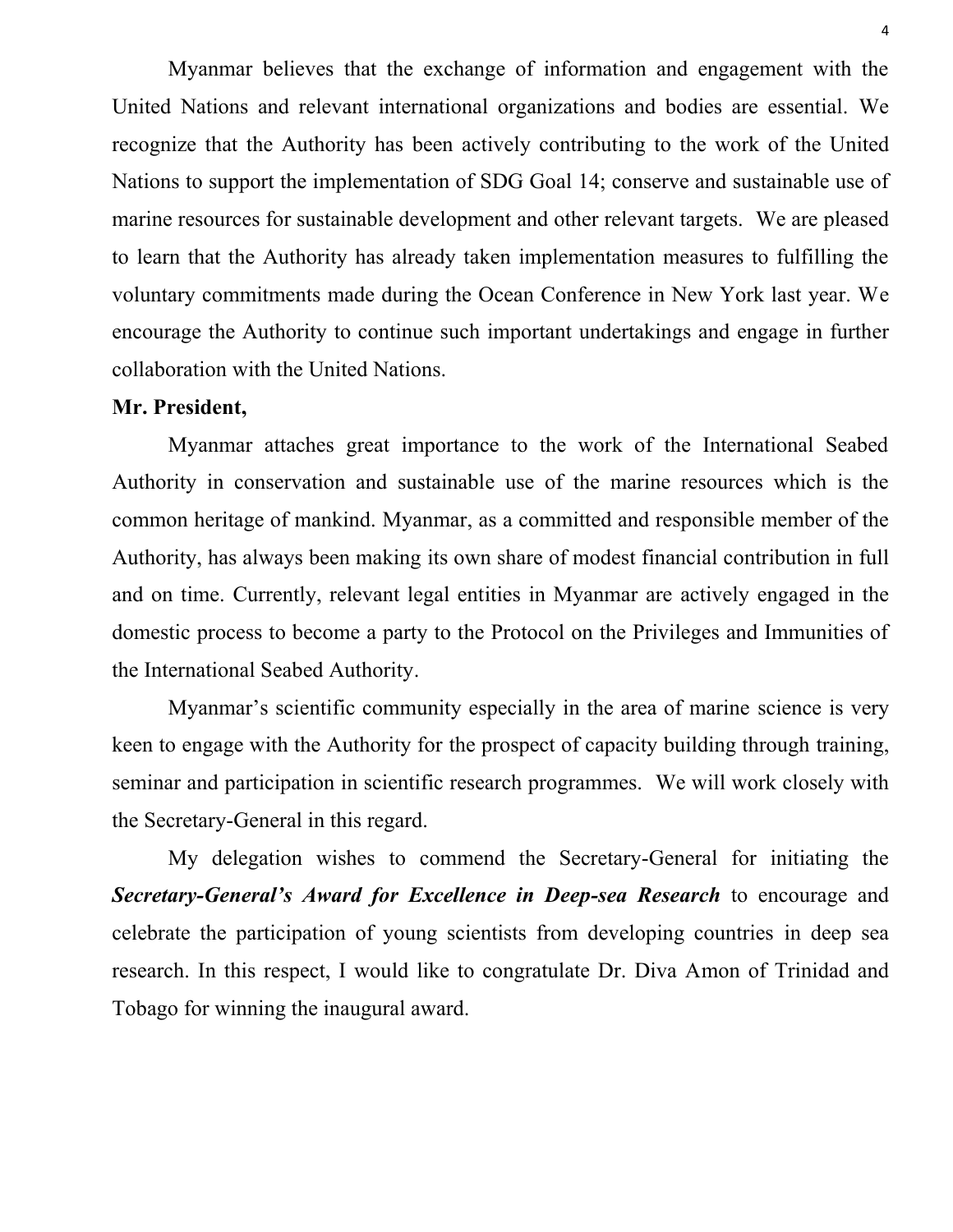Myanmar believes that the exchange of information and engagement with the United Nations and relevant international organizations and bodies are essential. We recognize that the Authority has been actively contributing to the work of the United Nations to support the implementation of SDG Goal 14; conserve and sustainable use of marine resources for sustainable development and other relevant targets. We are pleased to learn that the Authority has already taken implementation measures to fulfilling the voluntary commitments made during the Ocean Conference in New York last year. We encourage the Authority to continue such important undertakings and engage in further collaboration with the United Nations.

**Mr. President,**

Myanmar attaches great importance to the work of the International Seabed Authority in conservation and sustainable use of the marine resources which is the common heritage of mankind. Myanmar, as a committed and responsible member of the Authority, has always been making its own share of modest financial contribution in full and on time. Currently, relevant legal entities in Myanmar are actively engaged in the domestic process to become a party to the Protocol on the Privileges and Immunities of the International Seabed Authority.

Myanmar's scientific community especially in the area of marine science is very keen to engage with the Authority for the prospect of capacity building through training, seminar and participation in scientific research programmes. We will work closely with the Secretary-General in this regard.

My delegation wishes to commend the Secretary-General for initiating the ***Secretary-General's Award for Excellence in Deep-sea Research*** to encourage and celebrate the participation of young scientists from developing countries in deep sea research. In this respect, I would like to congratulate Dr. Diva Amon of Trinidad and Tobago for winning the inaugural award.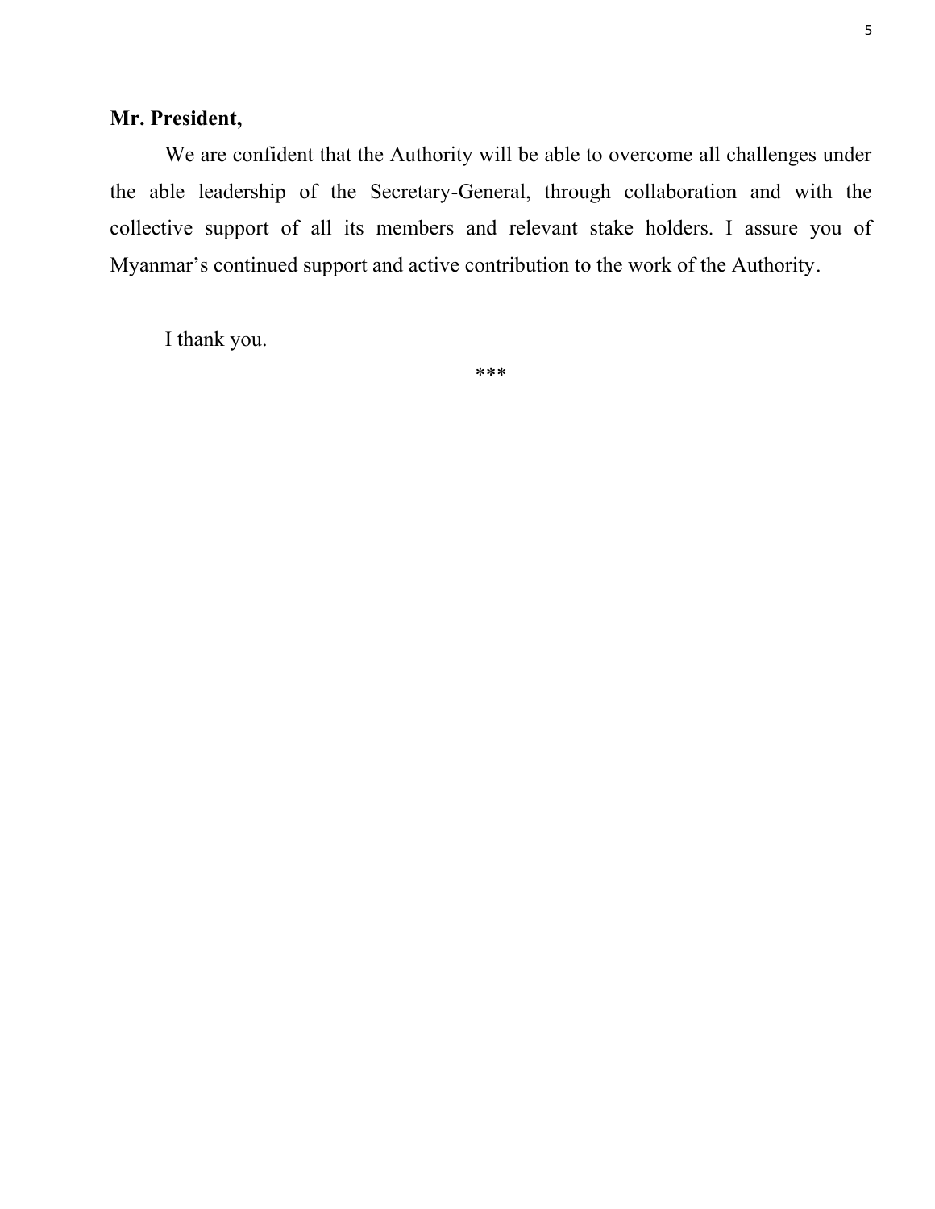**Mr. President,**

We are confident that the Authority will be able to overcome all challenges under the able leadership of the Secretary-General, through collaboration and with the collective support of all its members and relevant stake holders. I assure you of Myanmar's continued support and active contribution to the work of the Authority.

I thank you.

***